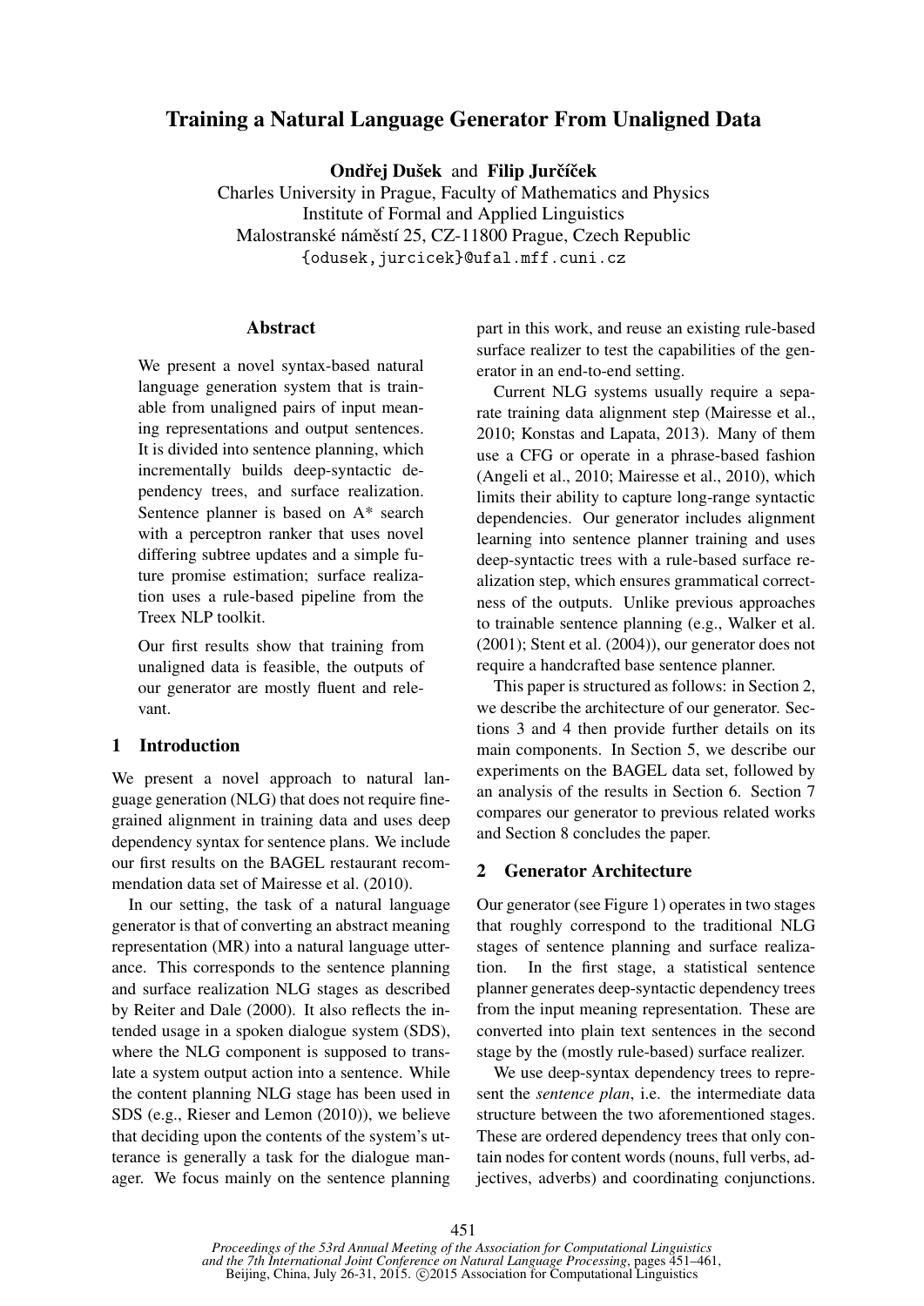# Training a Natural Language Generator From Unaligned Data

**Ondřej Dušek** and **Filip Jurčíček**

Charles University in Prague, Faculty of Mathematics and Physics
Institute of Formal and Applied Linguistics
Malostranské náměstí 25, CZ-11800 Prague, Czech Republic
{odusek,jurcicek}@ufal.mff.cuni.cz

## Abstract

We present a novel syntax-based natural language generation system that is trainable from unaligned pairs of input meaning representations and output sentences. It is divided into sentence planning, which incrementally builds deep-syntactic dependency trees, and surface realization. Sentence planner is based on A* search with a perceptron ranker that uses novel differing subtree updates and a simple future promise estimation; surface realization uses a rule-based pipeline from the Treex NLP toolkit.

Our first results show that training from unaligned data is feasible, the outputs of our generator are mostly fluent and relevant.

## 1 Introduction

We present a novel approach to natural language generation (NLG) that does not require fine-grained alignment in training data and uses deep dependency syntax for sentence plans. We include our first results on the BAGEL restaurant recommendation data set of Mairesse et al. (2010).

In our setting, the task of a natural language generator is that of converting an abstract meaning representation (MR) into a natural language utterance. This corresponds to the sentence planning and surface realization NLG stages as described by Reiter and Dale (2000). It also reflects the intended usage in a spoken dialogue system (SDS), where the NLG component is supposed to translate a system output action into a sentence. While the content planning NLG stage has been used in SDS (e.g., Rieser and Lemon (2010)), we believe that deciding upon the contents of the system's utterance is generally a task for the dialogue manager. We focus mainly on the sentence planning part in this work, and reuse an existing rule-based surface realizer to test the capabilities of the generator in an end-to-end setting.

Current NLG systems usually require a separate training data alignment step (Mairesse et al., 2010; Konstas and Lapata, 2013). Many of them use a CFG or operate in a phrase-based fashion (Angeli et al., 2010; Mairesse et al., 2010), which limits their ability to capture long-range syntactic dependencies. Our generator includes alignment learning into sentence planner training and uses deep-syntactic trees with a rule-based surface realization step, which ensures grammatical correctness of the outputs. Unlike previous approaches to trainable sentence planning (e.g., Walker et al. (2001); Stent et al. (2004)), our generator does not require a handcrafted base sentence planner.

This paper is structured as follows: in Section 2, we describe the architecture of our generator. Sections 3 and 4 then provide further details on its main components. In Section 5, we describe our experiments on the BAGEL data set, followed by an analysis of the results in Section 6. Section 7 compares our generator to previous related works and Section 8 concludes the paper.

## 2 Generator Architecture

Our generator (see Figure 1) operates in two stages that roughly correspond to the traditional NLG stages of sentence planning and surface realization. In the first stage, a statistical sentence planner generates deep-syntactic dependency trees from the input meaning representation. These are converted into plain text sentences in the second stage by the (mostly rule-based) surface realizer.

We use deep-syntax dependency trees to represent the *sentence plan*, i.e. the intermediate data structure between the two aforementioned stages. These are ordered dependency trees that only contain nodes for content words (nouns, full verbs, adjectives, adverbs) and coordinating conjunctions.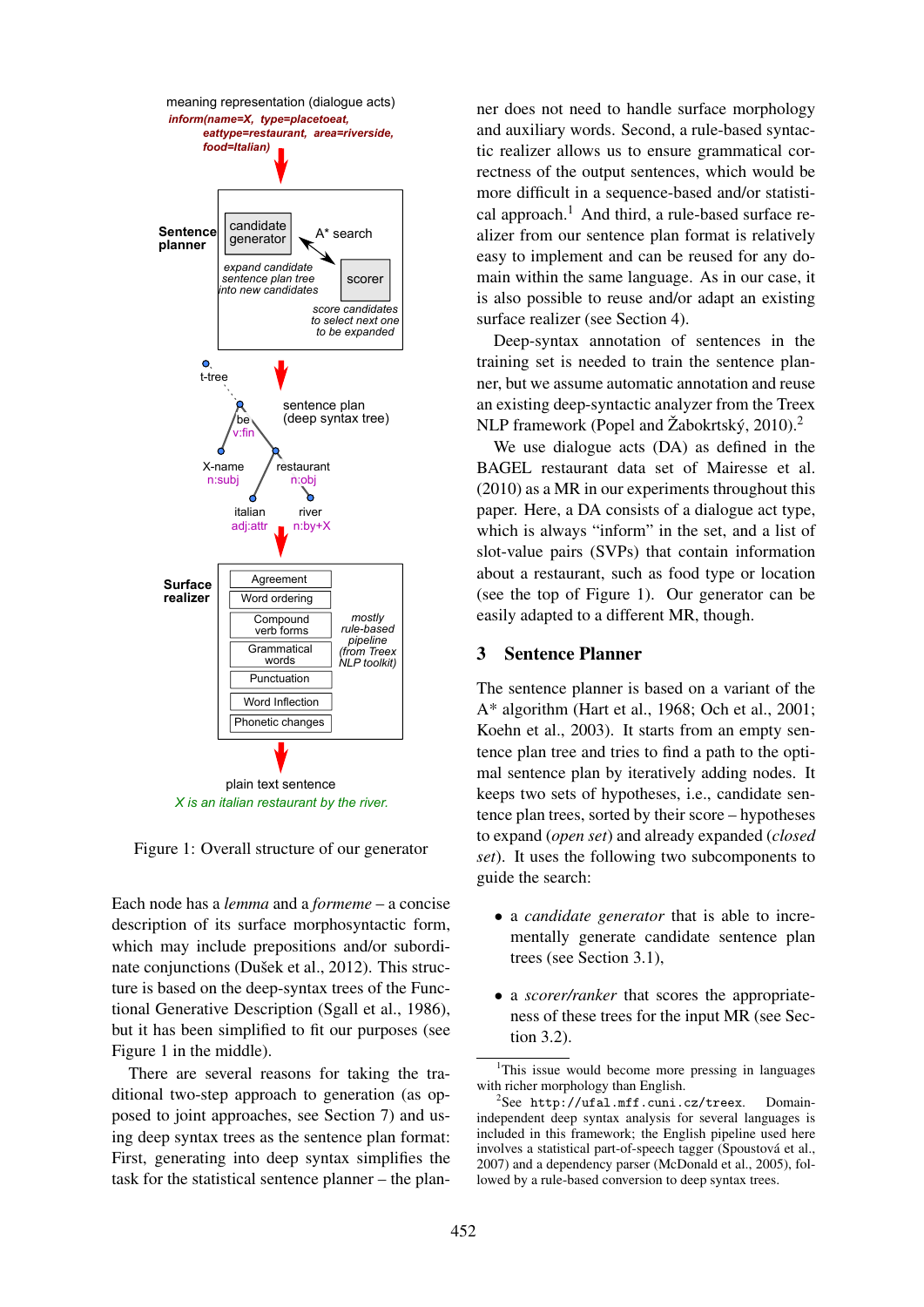Figure 1: Overall structure of our generator

Each node has a *lemma* and a *formeme* – a concise description of its surface morphosyntactic form, which may include prepositions and/or subordinate conjunctions (Dušek et al., 2012). This structure is based on the deep-syntax trees of the Functional Generative Description (Sgall et al., 1986), but it has been simplified to fit our purposes (see Figure 1 in the middle).

There are several reasons for taking the traditional two-step approach to generation (as opposed to joint approaches, see Section 7) and using deep syntax trees as the sentence plan format: First, generating into deep syntax simplifies the task for the statistical sentence planner – the planner does not need to handle surface morphology and auxiliary words. Second, a rule-based syntactic realizer allows us to ensure grammatical correctness of the output sentences, which would be more difficult in a sequence-based and/or statistical approach.[1] And third, a rule-based surface realizer from our sentence plan format is relatively easy to implement and can be reused for any domain within the same language. As in our case, it is also possible to reuse and adapt an existing surface realizer (see Section 4).

Deep-syntax annotation of sentences in the training set is needed to train the sentence planner, but we assume automatic annotation and reuse an existing deep-syntactic analyzer from the Treex NLP framework (Popel and Žabokrtský, 2010).[2]

We use dialogue acts (DA) as defined in the BAGEL restaurant data set of Mairesse et al. (2010) as a MR in our experiments throughout this paper. Here, a DA consists of a dialogue act type, which is always "inform" in the set, and a list of slot-value pairs (SVPs) that contain information about a restaurant, such as food type or location (see the top of Figure 1). Our generator can be easily adapted to a different MR, though.

## 3 Sentence Planner

The sentence planner is based on a variant of the A* algorithm (Hart et al., 1968; Och et al., 2001; Koehn et al., 2003). It starts from an empty sentence plan tree and tries to find a path to the optimal sentence plan by iteratively adding nodes. It keeps two sets of hypotheses, i.e., candidate sentence plan trees, sorted by their score – hypotheses to expand (*open set*) and already expanded (*closed set*). It uses the following two subcomponents to guide the search:

- a *candidate generator* that is able to incrementally generate candidate sentence plan trees (see Section 3.1),
- a *scorer/ranker* that scores the appropriateness of these trees for the input MR (see Section 3.2).

[1] This issue would become more pressing in languages with richer morphology than English.

[2] See `http://ufal.mff.cuni.cz/treex`. Domain-independent deep syntax analysis for several languages is included in this framework; the English pipeline used here involves a statistical part-of-speech tagger (Spoustová et al., 2007) and a dependency parser (McDonald et al., 2005), followed by a rule-based conversion to deep syntax trees.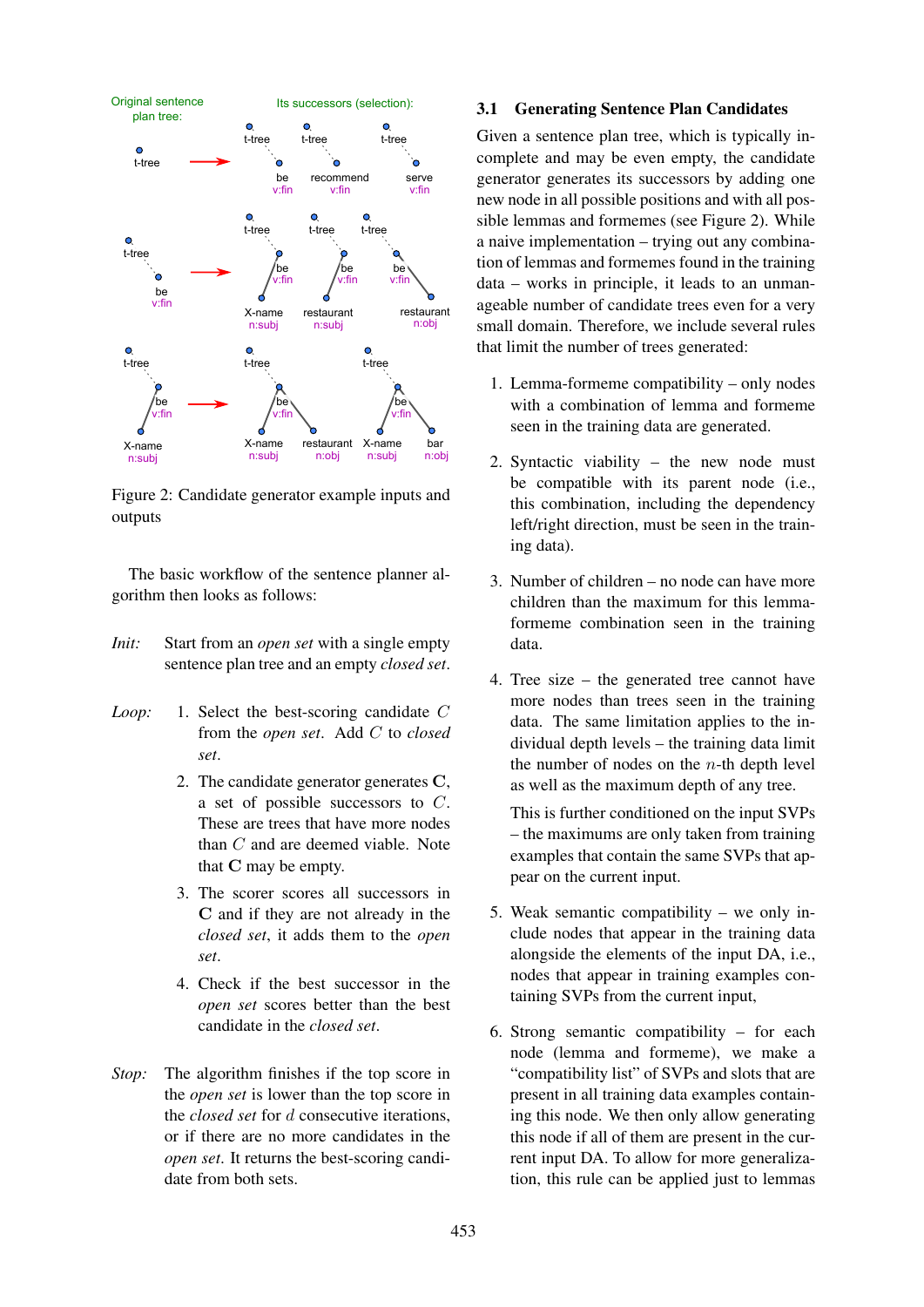Figure 2: Candidate generator example inputs and outputs

The basic workflow of the sentence planner algorithm then looks as follows:

*Init:* Start from an *open set* with a single empty sentence plan tree and an empty *closed set*.

*Loop:*

1. Select the best-scoring candidate $C$ from the *open set*. Add $C$ to *closed set*.
2. The candidate generator generates $\mathbf{C}$, a set of possible successors to $C$. These are trees that have more nodes than $C$ and are deemed viable. Note that $\mathbf{C}$ may be empty.
3. The scorer scores all successors in $\mathbf{C}$ and if they are not already in the *closed set*, it adds them to the *open set*.
4. Check if the best successor in the *open set* scores better than the best candidate in the *closed set*.

*Stop:* The algorithm finishes if the top score in the *open set* is lower than the top score in the *closed set* for $d$ consecutive iterations, or if there are no more candidates in the *open set*. It returns the best-scoring candidate from both sets.

### 3.1 Generating Sentence Plan Candidates

Given a sentence plan tree, which is typically incomplete and may be even empty, the candidate generator generates its successors by adding one new node in all possible positions and with all possible lemmas and formemes (see Figure 2). While a naive implementation – trying out any combination of lemmas and formemes found in the training data – works in principle, it leads to an unmanageable number of candidate trees even for a very small domain. Therefore, we include several rules that limit the number of trees generated:

1. Lemma-formeme compatibility – only nodes with a combination of lemma and formeme seen in the training data are generated.
2. Syntactic viability – the new node must be compatible with its parent node (i.e., this combination, including the dependency left/right direction, must be seen in the training data).
3. Number of children – no node can have more children than the maximum for this lemma-formeme combination seen in the training data.
4. Tree size – the generated tree cannot have more nodes than trees seen in the training data. The same limitation applies to the individual depth levels – the training data limit the number of nodes on the $n$-th depth level as well as the maximum depth of any tree.

   This is further conditioned on the input SVPs – the maximums are only taken from training examples that contain the same SVPs that appear on the current input.
5. Weak semantic compatibility – we only include nodes that appear in the training data alongside the elements of the input DA, i.e., nodes that appear in training examples containing SVPs from the current input,
6. Strong semantic compatibility – for each node (lemma and formeme), we make a "compatibility list" of SVPs and slots that are present in all training data examples containing this node. We then only allow generating this node if all of them are present in the current input DA. To allow for more generalization, this rule can be applied just to lemmas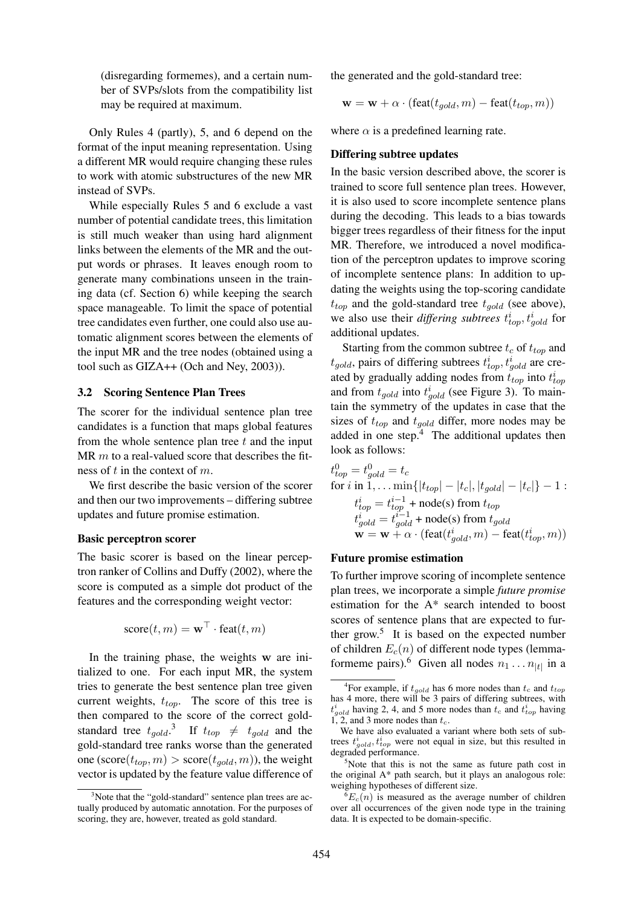(disregarding formemes), and a certain number of SVPs/slots from the compatibility list may be required at maximum.

Only Rules 4 (partly), 5, and 6 depend on the format of the input meaning representation. Using a different MR would require changing these rules to work with atomic substructures of the new MR instead of SVPs.

While especially Rules 5 and 6 exclude a vast number of potential candidate trees, this limitation is still much weaker than using hard alignment links between the elements of the MR and the output words or phrases. It leaves enough room to generate many combinations unseen in the training data (cf. Section 6) while keeping the search space manageable. To limit the space of potential tree candidates even further, one could also use automatic alignment scores between the elements of the input MR and the tree nodes (obtained using a tool such as GIZA++ (Och and Ney, 2003)).

### 3.2 Scoring Sentence Plan Trees

The scorer for the individual sentence plan tree candidates is a function that maps global features from the whole sentence plan tree $t$ and the input MR $m$ to a real-valued score that describes the fitness of $t$ in the context of $m$.

We first describe the basic version of the scorer and then our two improvements – differing subtree updates and future promise estimation.

**Basic perceptron scorer**

The basic scorer is based on the linear perceptron ranker of Collins and Duffy (2002), where the score is computed as a simple dot product of the features and the corresponding weight vector:

$$\text{score}(t, m) = \mathbf{w}^\top \cdot \text{feat}(t, m)$$

In the training phase, the weights $\mathbf{w}$ are initialized to one. For each input MR, the system tries to generate the best sentence plan tree given current weights, $t_{top}$. The score of this tree is then compared to the score of the correct gold-standard tree $t_{gold}$.[3] If $t_{top} \neq t_{gold}$ and the gold-standard tree ranks worse than the generated one ($\text{score}(t_{top}, m) > \text{score}(t_{gold}, m)$), the weight vector is updated by the feature value difference of the generated and the gold-standard tree:

$$\mathbf{w} = \mathbf{w} + \alpha \cdot (\text{feat}(t_{gold}, m) - \text{feat}(t_{top}, m))$$

where $\alpha$ is a predefined learning rate.

**Differing subtree updates**

In the basic version described above, the scorer is trained to score full sentence plan trees. However, it is also used to score incomplete sentence plans during the decoding. This leads to a bias towards bigger trees regardless of their fitness for the input MR. Therefore, we introduced a novel modification of the perceptron updates to improve scoring of incomplete sentence plans: In addition to updating the weights using the top-scoring candidate $t_{top}$ and the gold-standard tree $t_{gold}$ (see above), we also use their *differing subtrees* $t^i_{top}, t^i_{gold}$ for additional updates.

Starting from the common subtree $t_c$ of $t_{top}$ and $t_{gold}$, pairs of differing subtrees $t^i_{top}, t^i_{gold}$ are created by gradually adding nodes from $t_{top}$ into $t^i_{top}$ and from $t_{gold}$ into $t^i_{gold}$ (see Figure 3). To maintain the symmetry of the updates in case that the sizes of $t_{top}$ and $t_{gold}$ differ, more nodes may be added in one step.[4] The additional updates then look as follows:

$t^0_{top} = t^0_{gold} = t_c$
for $i$ in $1, \ldots \min\{|t_{top}| - |t_c|, |t_{gold}| - |t_c|\} - 1$ :
  $t^i_{top} = t^{i-1}_{top}$ + node(s) from $t_{top}$
  $t^i_{gold} = t^{i-1}_{gold}$ + node(s) from $t_{gold}$
  $\mathbf{w} = \mathbf{w} + \alpha \cdot (\text{feat}(t^i_{gold}, m) - \text{feat}(t^i_{top}, m))$

**Future promise estimation**

To further improve scoring of incomplete sentence plan trees, we incorporate a simple *future promise* estimation for the A* search intended to boost scores of sentence plans that are expected to further grow.[5] It is based on the expected number of children $E_c(n)$ of different node types (lemma-formeme pairs).[6] Given all nodes $n_1 \ldots n_{|t|}$ in a

---

[3] Note that the "gold-standard" sentence plan trees are actually produced by automatic annotation. For the purposes of scoring, they are, however, treated as gold standard.

[4] For example, if $t_{gold}$ has 6 more nodes than $t_c$ and $t_{top}$ has 4 more, there will be 3 pairs of differing subtrees, with $t^i_{gold}$ having 2, 4, and 5 more nodes than $t_c$ and $t^i_{top}$ having 1, 2, and 3 more nodes than $t_c$.

We have also evaluated a variant where both sets of subtrees $t^i_{gold}, t^i_{top}$ were not equal in size, but this resulted in degraded performance.

[5] Note that this is not the same as future path cost in the original A* path search, but it plays an analogous role: weighing hypotheses of different size.

[6] $E_c(n)$ is measured as the average number of children over all occurrences of the given node type in the training data. It is expected to be domain-specific.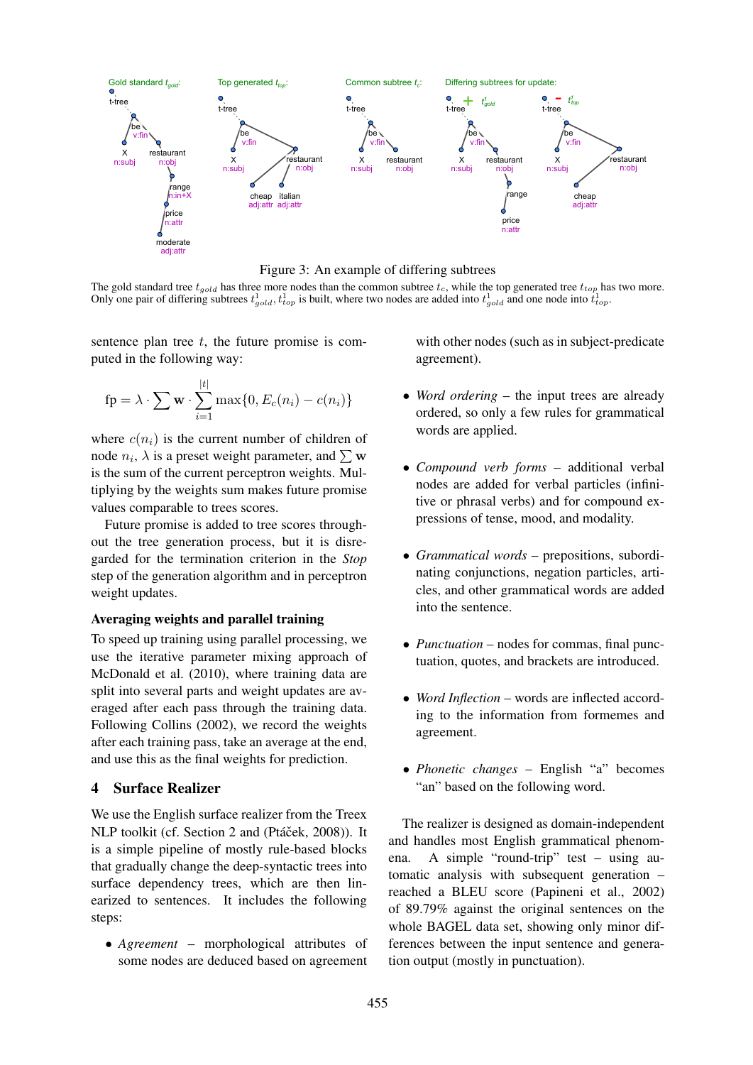Figure 3: An example of differing subtrees

The gold standard tree $t_{gold}$ has three more nodes than the common subtree $t_c$, while the top generated tree $t_{top}$ has two more. Only one pair of differing subtrees $t^1_{gold}, t^1_{top}$ is built, where two nodes are added into $t^1_{gold}$ and one node into $t^1_{top}$.

sentence plan tree $t$, the future promise is computed in the following way:

$$\text{fp} = \lambda \cdot \sum \mathbf{w} \cdot \sum_{i=1}^{|t|} \max\{0, E_c(n_i) - c(n_i)\}$$

where $c(n_i)$ is the current number of children of node $n_i$, $\lambda$ is a preset weight parameter, and $\sum \mathbf{w}$ is the sum of the current perceptron weights. Multiplying by the weights sum makes future promise values comparable to trees scores.

Future promise is added to tree scores throughout the tree generation process, but it is disregarded for the termination criterion in the *Stop* step of the generation algorithm and in perceptron weight updates.

**Averaging weights and parallel training**

To speed up training using parallel processing, we use the iterative parameter mixing approach of McDonald et al. (2010), where training data are split into several parts and weight updates are averaged after each pass through the training data. Following Collins (2002), we record the weights after each training pass, take an average at the end, and use this as the final weights for prediction.

## 4 Surface Realizer

We use the English surface realizer from the Treex NLP toolkit (cf. Section 2 and (Ptáček, 2008)). It is a simple pipeline of mostly rule-based blocks that gradually change the deep-syntactic trees into surface dependency trees, which are then linearized to sentences. It includes the following steps:

- *Agreement* – morphological attributes of some nodes are deduced based on agreement with other nodes (such as in subject-predicate agreement).
- *Word ordering* – the input trees are already ordered, so only a few rules for grammatical words are applied.
- *Compound verb forms* – additional verbal nodes are added for verbal particles (infinitive or phrasal verbs) and for compound expressions of tense, mood, and modality.
- *Grammatical words* – prepositions, subordinating conjunctions, negation particles, articles, and other grammatical words are added into the sentence.
- *Punctuation* – nodes for commas, final punctuation, quotes, and brackets are introduced.
- *Word Inflection* – words are inflected according to the information from formemes and agreement.
- *Phonetic changes* – English "a" becomes "an" based on the following word.

The realizer is designed as domain-independent and handles most English grammatical phenomena. A simple "round-trip" test – using automatic analysis with subsequent generation – reached a BLEU score (Papineni et al., 2002) of 89.79% against the original sentences on the whole BAGEL data set, showing only minor differences between the input sentence and generation output (mostly in punctuation).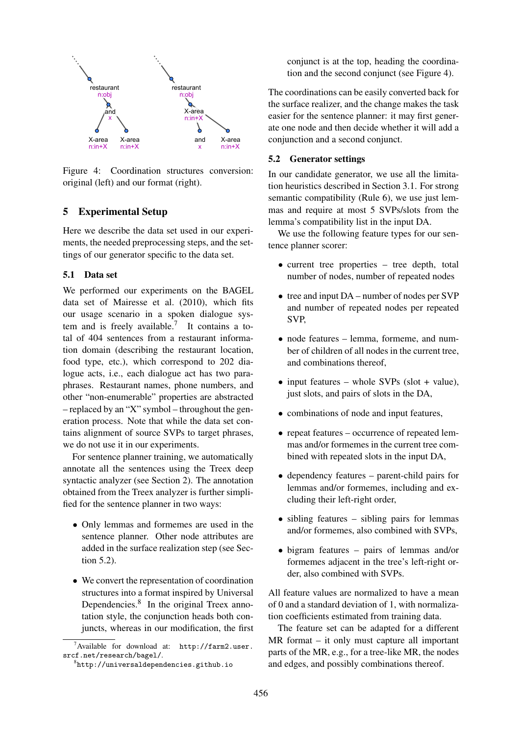Figure 4: Coordination structures conversion: original (left) and our format (right).

## 5 Experimental Setup

Here we describe the data set used in our experiments, the needed preprocessing steps, and the settings of our generator specific to the data set.

### 5.1 Data set

We performed our experiments on the BAGEL data set of Mairesse et al. (2010), which fits our usage scenario in a spoken dialogue system and is freely available.[7] It contains a total of 404 sentences from a restaurant information domain (describing the restaurant location, food type, etc.), which correspond to 202 dialogue acts, i.e., each dialogue act has two paraphrases. Restaurant names, phone numbers, and other "non-enumerable" properties are abstracted – replaced by an "X" symbol – throughout the generation process. Note that while the data set contains alignment of source SVPs to target phrases, we do not use it in our experiments.

For sentence planner training, we automatically annotate all the sentences using the Treex deep syntactic analyzer (see Section 2). The annotation obtained from the Treex analyzer is further simplified for the sentence planner in two ways:

- Only lemmas and formemes are used in the sentence planner. Other node attributes are added in the surface realization step (see Section 5.2).
- We convert the representation of coordination structures into a format inspired by Universal Dependencies.[8] In the original Treex annotation style, the conjunction heads both conjuncts, whereas in our modification, the first conjunct is at the top, heading the coordination and the second conjunct (see Figure 4).

The coordinations can be easily converted back for the surface realizer, and the change makes the task easier for the sentence planner: it may first generate one node and then decide whether it will add a conjunction and a second conjunct.

### 5.2 Generator settings

In our candidate generator, we use all the limitation heuristics described in Section 3.1. For strong semantic compatibility (Rule 6), we use just lemmas and require at most 5 SVPs/slots from the lemma's compatibility list in the input DA.

We use the following feature types for our sentence planner scorer:

- current tree properties – tree depth, total number of nodes, number of repeated nodes
- tree and input DA – number of nodes per SVP and number of repeated nodes per repeated SVP,
- node features – lemma, formeme, and number of children of all nodes in the current tree, and combinations thereof,
- input features – whole SVPs (slot + value), just slots, and pairs of slots in the DA,
- combinations of node and input features,
- repeat features – occurrence of repeated lemmas and/or formemes in the current tree combined with repeated slots in the input DA,
- dependency features – parent-child pairs for lemmas and/or formemes, including and excluding their left-right order,
- sibling features – sibling pairs for lemmas and/or formemes, also combined with SVPs,
- bigram features – pairs of lemmas and/or formemes adjacent in the tree's left-right order, also combined with SVPs.

All feature values are normalized to have a mean of 0 and a standard deviation of 1, with normalization coefficients estimated from training data.

The feature set can be adapted for a different MR format – it only must capture all important parts of the MR, e.g., for a tree-like MR, the nodes and edges, and possibly combinations thereof.

[7] Available for download at: http://farm2.user.srcf.net/research/bagel/.

[8] http://universaldependencies.github.io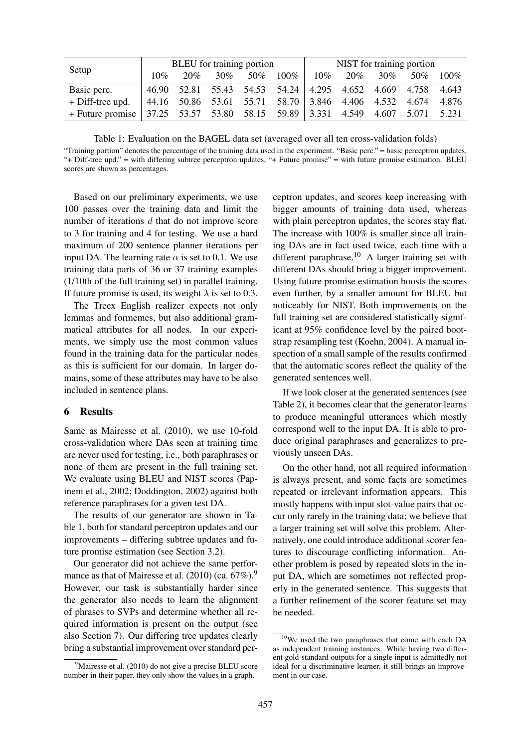| Setup | BLEU for training portion | | | | | NIST for training portion | | | | |
|---|---|---|---|---|---|---|---|---|---|---|
| | 10% | 20% | 30% | 50% | 100% | 10% | 20% | 30% | 50% | 100% |
| Basic perc. | 46.90 | 52.81 | 55.43 | 54.53 | 54.24 | 4.295 | 4.652 | 4.669 | 4.758 | 4.643 |
| + Diff-tree upd. | 44.16 | 50.86 | 53.61 | 55.71 | 58.70 | 3.846 | 4.406 | 4.532 | 4.674 | 4.876 |
| + Future promise | 37.25 | 53.57 | 53.80 | 58.15 | 59.89 | 3.331 | 4.549 | 4.607 | 5.071 | 5.231 |

Table 1: Evaluation on the BAGEL data set (averaged over all ten cross-validation folds)

"Training portion" denotes the percentage of the training data used in the experiment. "Basic perc." = basic perceptron updates, "+ Diff-tree upd." = with differing subtree perceptron updates, "+ Future promise" = with future promise estimation. BLEU scores are shown as percentages.

Based on our preliminary experiments, we use 100 passes over the training data and limit the number of iterations $d$ that do not improve score to 3 for training and 4 for testing. We use a hard maximum of 200 sentence planner iterations per input DA. The learning rate $\alpha$ is set to 0.1. We use training data parts of 36 or 37 training examples (1/10th of the full training set) in parallel training. If future promise is used, its weight $\lambda$ is set to 0.3.

The Treex English realizer expects not only lemmas and formemes, but also additional grammatical attributes for all nodes. In our experiments, we simply use the most common values found in the training data for the particular nodes as this is sufficient for our domain. In larger domains, some of these attributes may have to be also included in sentence plans.

## 6 Results

Same as Mairesse et al. (2010), we use 10-fold cross-validation where DAs seen at training time are never used for testing, i.e., both paraphrases or none of them are present in the full training set. We evaluate using BLEU and NIST scores (Papineni et al., 2002; Doddington, 2002) against both reference paraphrases for a given test DA.

The results of our generator are shown in Table 1, both for standard perceptron updates and our improvements – differing subtree updates and future promise estimation (see Section 3.2).

Our generator did not achieve the same performance as that of Mairesse et al. (2010) (ca. 67%).[9] However, our task is substantially harder since the generator also needs to learn the alignment of phrases to SVPs and determine whether all required information is present on the output (see also Section 7). Our differing tree updates clearly bring a substantial improvement over standard perceptron updates, and scores keep increasing with bigger amounts of training data used, whereas with plain perceptron updates, the scores stay flat. The increase with 100% is smaller since all training DAs are in fact used twice, each time with a different paraphrase.[10] A larger training set with different DAs should bring a bigger improvement. Using future promise estimation boosts the scores even further, by a smaller amount for BLEU but noticeably for NIST. Both improvements on the full training set are considered statistically significant at 95% confidence level by the paired bootstrap resampling test (Koehn, 2004). A manual inspection of a small sample of the results confirmed that the automatic scores reflect the quality of the generated sentences well.

If we look closer at the generated sentences (see Table 2), it becomes clear that the generator learns to produce meaningful utterances which mostly correspond well to the input DA. It is able to produce original paraphrases and generalizes to previously unseen DAs.

On the other hand, not all required information is always present, and some facts are sometimes repeated or irrelevant information appears. This mostly happens with input slot-value pairs that occur only rarely in the training data; we believe that a larger training set will solve this problem. Alternatively, one could introduce additional scorer features to discourage conflicting information. Another problem is posed by repeated slots in the input DA, which are sometimes not reflected properly in the generated sentence. This suggests that a further refinement of the scorer feature set may be needed.

[9] Mairesse et al. (2010) do not give a precise BLEU score number in their paper, they only show the values in a graph.

[10] We used the two paraphrases that come with each DA as independent training instances. While having two different gold-standard outputs for a single input is admittedly not ideal for a discriminative learner, it still brings an improvement in our case.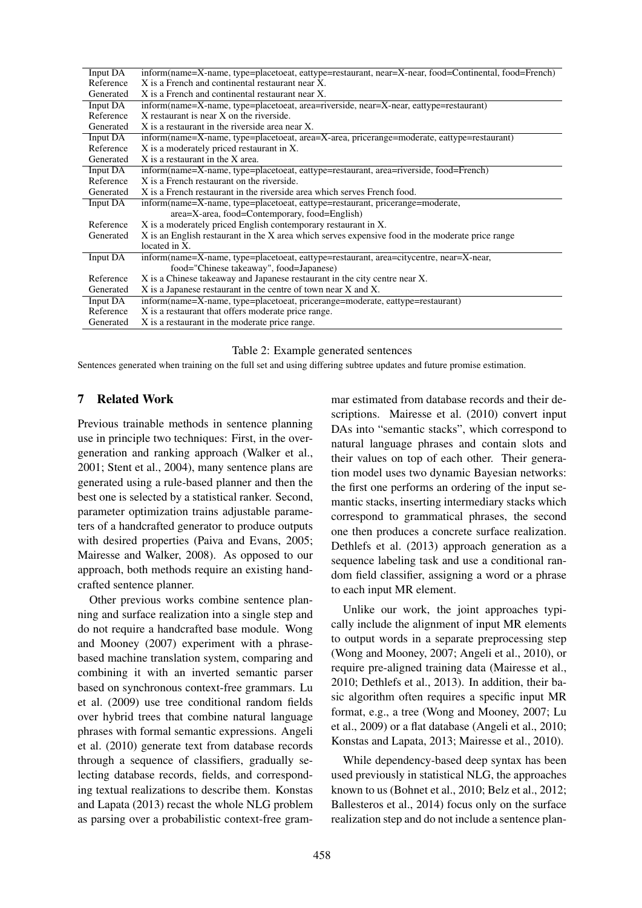| | |
|---|---|
| Input DA | inform(name=X-name, type=placetoeat, eattype=restaurant, near=X-near, food=Continental, food=French) |
| Reference | X is a French and continental restaurant near X. |
| Generated | X is a French and continental restaurant near X. |
| Input DA | inform(name=X-name, type=placetoeat, area=riverside, near=X-near, eattype=restaurant) |
| Reference | X restaurant is near X on the riverside. |
| Generated | X is a restaurant in the riverside area near X. |
| Input DA | inform(name=X-name, type=placetoeat, area=X-area, pricerange=moderate, eattype=restaurant) |
| Reference | X is a moderately priced restaurant in X. |
| Generated | X is a restaurant in the X area. |
| Input DA | inform(name=X-name, type=placetoeat, eattype=restaurant, area=riverside, food=French) |
| Reference | X is a French restaurant on the riverside. |
| Generated | X is a French restaurant in the riverside area which serves French food. |
| Input DA | inform(name=X-name, type=placetoeat, eattype=restaurant, pricerange=moderate, area=X-area, food=Contemporary, food=English) |
| Reference | X is a moderately priced English contemporary restaurant in X. |
| Generated | X is an English restaurant in the X area which serves expensive food in the moderate price range located in X. |
| Input DA | inform(name=X-name, type=placetoeat, eattype=restaurant, area=citycentre, near=X-near, food="Chinese takeaway", food=Japanese) |
| Reference | X is a Chinese takeaway and Japanese restaurant in the city centre near X. |
| Generated | X is a Japanese restaurant in the centre of town near X and X. |
| Input DA | inform(name=X-name, type=placetoeat, pricerange=moderate, eattype=restaurant) |
| Reference | X is a restaurant that offers moderate price range. |
| Generated | X is a restaurant in the moderate price range. |

Table 2: Example generated sentences

Sentences generated when training on the full set and using differing subtree updates and future promise estimation.

## 7 Related Work

Previous trainable methods in sentence planning use in principle two techniques: First, in the overgeneration and ranking approach (Walker et al., 2001; Stent et al., 2004), many sentence plans are generated using a rule-based planner and then the best one is selected by a statistical ranker. Second, parameter optimization trains adjustable parameters of a handcrafted generator to produce outputs with desired properties (Paiva and Evans, 2005; Mairesse and Walker, 2008). As opposed to our approach, both methods require an existing handcrafted sentence planner.

Other previous works combine sentence planning and surface realization into a single step and do not require a handcrafted base module. Wong and Mooney (2007) experiment with a phrase-based machine translation system, comparing and combining it with an inverted semantic parser based on synchronous context-free grammars. Lu et al. (2009) use tree conditional random fields over hybrid trees that combine natural language phrases with formal semantic expressions. Angeli et al. (2010) generate text from database records through a sequence of classifiers, gradually selecting database records, fields, and corresponding textual realizations to describe them. Konstas and Lapata (2013) recast the whole NLG problem as parsing over a probabilistic context-free grammar estimated from database records and their descriptions. Mairesse et al. (2010) convert input DAs into "semantic stacks", which correspond to natural language phrases and contain slots and their values on top of each other. Their generation model uses two dynamic Bayesian networks: the first one performs an ordering of the input semantic stacks, inserting intermediary stacks which correspond to grammatical phrases, the second one then produces a concrete surface realization. Dethlefs et al. (2013) approach generation as a sequence labeling task and use a conditional random field classifier, assigning a word or a phrase to each input MR element.

Unlike our work, the joint approaches typically include the alignment of input MR elements to output words in a separate preprocessing step (Wong and Mooney, 2007; Angeli et al., 2010), or require pre-aligned training data (Mairesse et al., 2010; Dethlefs et al., 2013). In addition, their basic algorithm often requires a specific input MR format, e.g., a tree (Wong and Mooney, 2007; Lu et al., 2009) or a flat database (Angeli et al., 2010; Konstas and Lapata, 2013; Mairesse et al., 2010).

While dependency-based deep syntax has been used previously in statistical NLG, the approaches known to us (Bohnet et al., 2010; Belz et al., 2012; Ballesteros et al., 2014) focus only on the surface realization step and do not include a sentence plan-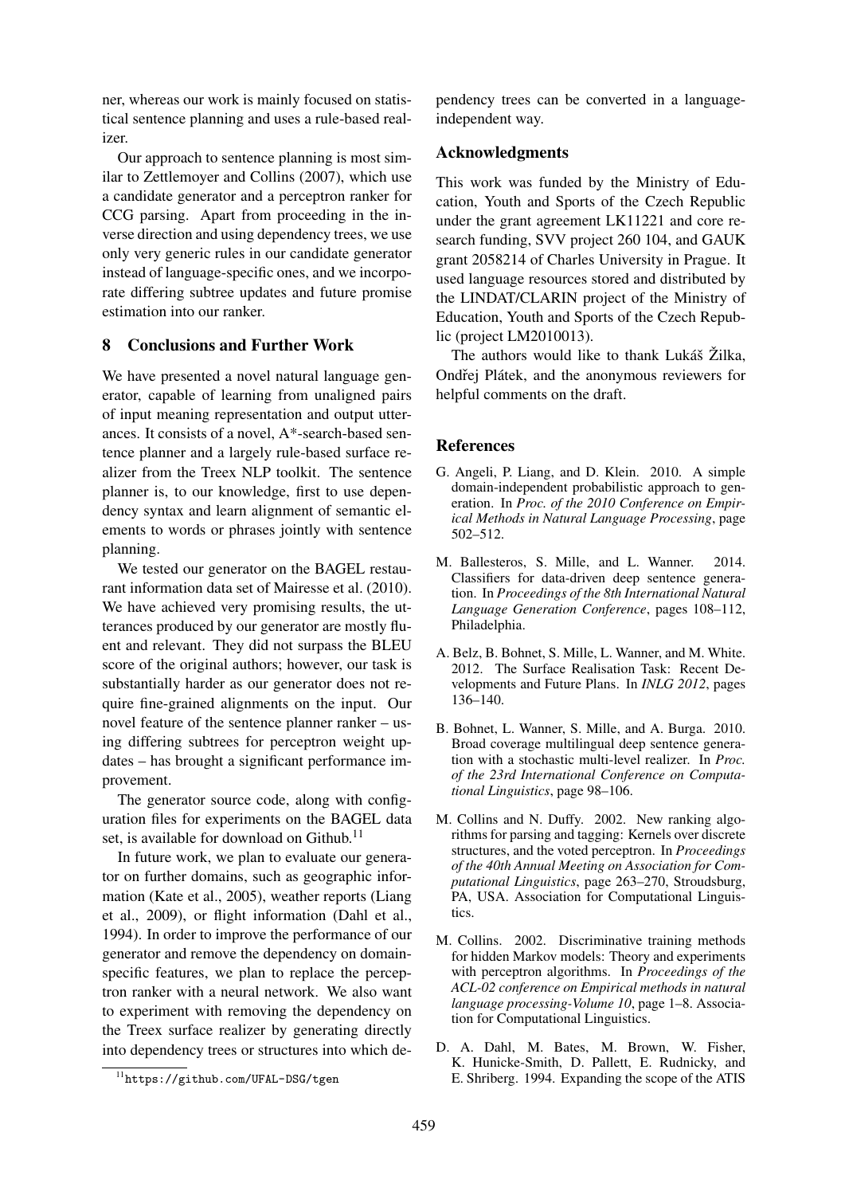ner, whereas our work is mainly focused on statistical sentence planning and uses a rule-based realizer.

Our approach to sentence planning is most similar to Zettlemoyer and Collins (2007), which use a candidate generator and a perceptron ranker for CCG parsing. Apart from proceeding in the inverse direction and using dependency trees, we use only very generic rules in our candidate generator instead of language-specific ones, and we incorporate differing subtree updates and future promise estimation into our ranker.

## 8 Conclusions and Further Work

We have presented a novel natural language generator, capable of learning from unaligned pairs of input meaning representation and output utterances. It consists of a novel, A*-search-based sentence planner and a largely rule-based surface realizer from the Treex NLP toolkit. The sentence planner is, to our knowledge, first to use dependency syntax and learn alignment of semantic elements to words or phrases jointly with sentence planning.

We tested our generator on the BAGEL restaurant information data set of Mairesse et al. (2010). We have achieved very promising results, the utterances produced by our generator are mostly fluent and relevant. They did not surpass the BLEU score of the original authors; however, our task is substantially harder as our generator does not require fine-grained alignments on the input. Our novel feature of the sentence planner ranker – using differing subtrees for perceptron weight updates – has brought a significant performance improvement.

The generator source code, along with configuration files for experiments on the BAGEL data set, is available for download on Github.[11]

In future work, we plan to evaluate our generator on further domains, such as geographic information (Kate et al., 2005), weather reports (Liang et al., 2009), or flight information (Dahl et al., 1994). In order to improve the performance of our generator and remove the dependency on domain-specific features, we plan to replace the perceptron ranker with a neural network. We also want to experiment with removing the dependency on the Treex surface realizer by generating directly into dependency trees or structures into which dependency trees can be converted in a language-independent way.

[11] https://github.com/UFAL-DSG/tgen

## Acknowledgments

This work was funded by the Ministry of Education, Youth and Sports of the Czech Republic under the grant agreement LK11221 and core research funding, SVV project 260 104, and GAUK grant 2058214 of Charles University in Prague. It used language resources stored and distributed by the LINDAT/CLARIN project of the Ministry of Education, Youth and Sports of the Czech Republic (project LM2010013).

The authors would like to thank Lukáš Žilka, Ondřej Plátek, and the anonymous reviewers for helpful comments on the draft.

## References

G. Angeli, P. Liang, and D. Klein. 2010. A simple domain-independent probabilistic approach to generation. In *Proc. of the 2010 Conference on Empirical Methods in Natural Language Processing*, page 502–512.

M. Ballesteros, S. Mille, and L. Wanner. 2014. Classifiers for data-driven deep sentence generation. In *Proceedings of the 8th International Natural Language Generation Conference*, pages 108–112, Philadelphia.

A. Belz, B. Bohnet, S. Mille, L. Wanner, and M. White. 2012. The Surface Realisation Task: Recent Developments and Future Plans. In *INLG 2012*, pages 136–140.

B. Bohnet, L. Wanner, S. Mille, and A. Burga. 2010. Broad coverage multilingual deep sentence generation with a stochastic multi-level realizer. In *Proc. of the 23rd International Conference on Computational Linguistics*, page 98–106.

M. Collins and N. Duffy. 2002. New ranking algorithms for parsing and tagging: Kernels over discrete structures, and the voted perceptron. In *Proceedings of the 40th Annual Meeting on Association for Computational Linguistics*, page 263–270, Stroudsburg, PA, USA. Association for Computational Linguistics.

M. Collins. 2002. Discriminative training methods for hidden Markov models: Theory and experiments with perceptron algorithms. In *Proceedings of the ACL-02 conference on Empirical methods in natural language processing-Volume 10*, page 1–8. Association for Computational Linguistics.

D. A. Dahl, M. Bates, M. Brown, W. Fisher, K. Hunicke-Smith, D. Pallett, E. Rudnicky, and E. Shriberg. 1994. Expanding the scope of the ATIS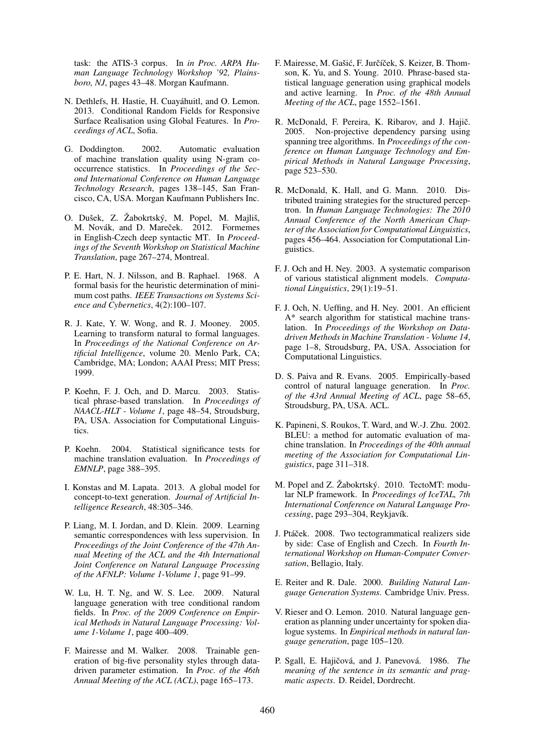task: the ATIS-3 corpus. In *in Proc. ARPA Human Language Technology Workshop '92, Plainsboro, NJ*, pages 43–48. Morgan Kaufmann.

N. Dethlefs, H. Hastie, H. Cuayáhuitl, and O. Lemon. 2013. Conditional Random Fields for Responsive Surface Realisation using Global Features. In *Proceedings of ACL*, Sofia.

G. Doddington. 2002. Automatic evaluation of machine translation quality using N-gram cooccurrence statistics. In *Proceedings of the Second International Conference on Human Language Technology Research*, pages 138–145, San Francisco, CA, USA. Morgan Kaufmann Publishers Inc.

O. Dušek, Z. Žabokrtský, M. Popel, M. Majliš, M. Novák, and D. Mareček. 2012. Formemes in English-Czech deep syntactic MT. In *Proceedings of the Seventh Workshop on Statistical Machine Translation*, page 267–274, Montreal.

P. E. Hart, N. J. Nilsson, and B. Raphael. 1968. A formal basis for the heuristic determination of minimum cost paths. *IEEE Transactions on Systems Science and Cybernetics*, 4(2):100–107.

R. J. Kate, Y. W. Wong, and R. J. Mooney. 2005. Learning to transform natural to formal languages. In *Proceedings of the National Conference on Artificial Intelligence*, volume 20. Menlo Park, CA; Cambridge, MA; London; AAAI Press; MIT Press; 1999.

P. Koehn, F. J. Och, and D. Marcu. 2003. Statistical phrase-based translation. In *Proceedings of NAACL-HLT - Volume 1*, page 48–54, Stroudsburg, PA, USA. Association for Computational Linguistics.

P. Koehn. 2004. Statistical significance tests for machine translation evaluation. In *Proceedings of EMNLP*, page 388–395.

I. Konstas and M. Lapata. 2013. A global model for concept-to-text generation. *Journal of Artificial Intelligence Research*, 48:305–346.

P. Liang, M. I. Jordan, and D. Klein. 2009. Learning semantic correspondences with less supervision. In *Proceedings of the Joint Conference of the 47th Annual Meeting of the ACL and the 4th International Joint Conference on Natural Language Processing of the AFNLP: Volume 1-Volume 1*, page 91–99.

W. Lu, H. T. Ng, and W. S. Lee. 2009. Natural language generation with tree conditional random fields. In *Proc. of the 2009 Conference on Empirical Methods in Natural Language Processing: Volume 1-Volume 1*, page 400–409.

F. Mairesse and M. Walker. 2008. Trainable generation of big-five personality styles through data-driven parameter estimation. In *Proc. of the 46th Annual Meeting of the ACL (ACL)*, page 165–173.

F. Mairesse, M. Gašić, F. Jurčíček, S. Keizer, B. Thomson, K. Yu, and S. Young. 2010. Phrase-based statistical language generation using graphical models and active learning. In *Proc. of the 48th Annual Meeting of the ACL*, page 1552–1561.

R. McDonald, F. Pereira, K. Ribarov, and J. Hajič. 2005. Non-projective dependency parsing using spanning tree algorithms. In *Proceedings of the conference on Human Language Technology and Empirical Methods in Natural Language Processing*, page 523–530.

R. McDonald, K. Hall, and G. Mann. 2010. Distributed training strategies for the structured perceptron. In *Human Language Technologies: The 2010 Annual Conference of the North American Chapter of the Association for Computational Linguistics*, pages 456–464. Association for Computational Linguistics.

F. J. Och and H. Ney. 2003. A systematic comparison of various statistical alignment models. *Computational Linguistics*, 29(1):19–51.

F. J. Och, N. Ueffing, and H. Ney. 2001. An efficient A* search algorithm for statistical machine translation. In *Proceedings of the Workshop on Data-driven Methods in Machine Translation - Volume 14*, page 1–8, Stroudsburg, PA, USA. Association for Computational Linguistics.

D. S. Paiva and R. Evans. 2005. Empirically-based control of natural language generation. In *Proc. of the 43rd Annual Meeting of ACL*, page 58–65, Stroudsburg, PA, USA. ACL.

K. Papineni, S. Roukos, T. Ward, and W.-J. Zhu. 2002. BLEU: a method for automatic evaluation of machine translation. In *Proceedings of the 40th annual meeting of the Association for Computational Linguistics*, page 311–318.

M. Popel and Z. Žabokrtský. 2010. TectoMT: modular NLP framework. In *Proceedings of IceTAL, 7th International Conference on Natural Language Processing*, page 293–304, Reykjavík.

J. Ptáček. 2008. Two tectogrammatical realizers side by side: Case of English and Czech. In *Fourth International Workshop on Human-Computer Conversation*, Bellagio, Italy.

E. Reiter and R. Dale. 2000. *Building Natural Language Generation Systems*. Cambridge Univ. Press.

V. Rieser and O. Lemon. 2010. Natural language generation as planning under uncertainty for spoken dialogue systems. In *Empirical methods in natural language generation*, page 105–120.

P. Sgall, E. Hajičová, and J. Panevová. 1986. *The meaning of the sentence in its semantic and pragmatic aspects*. D. Reidel, Dordrecht.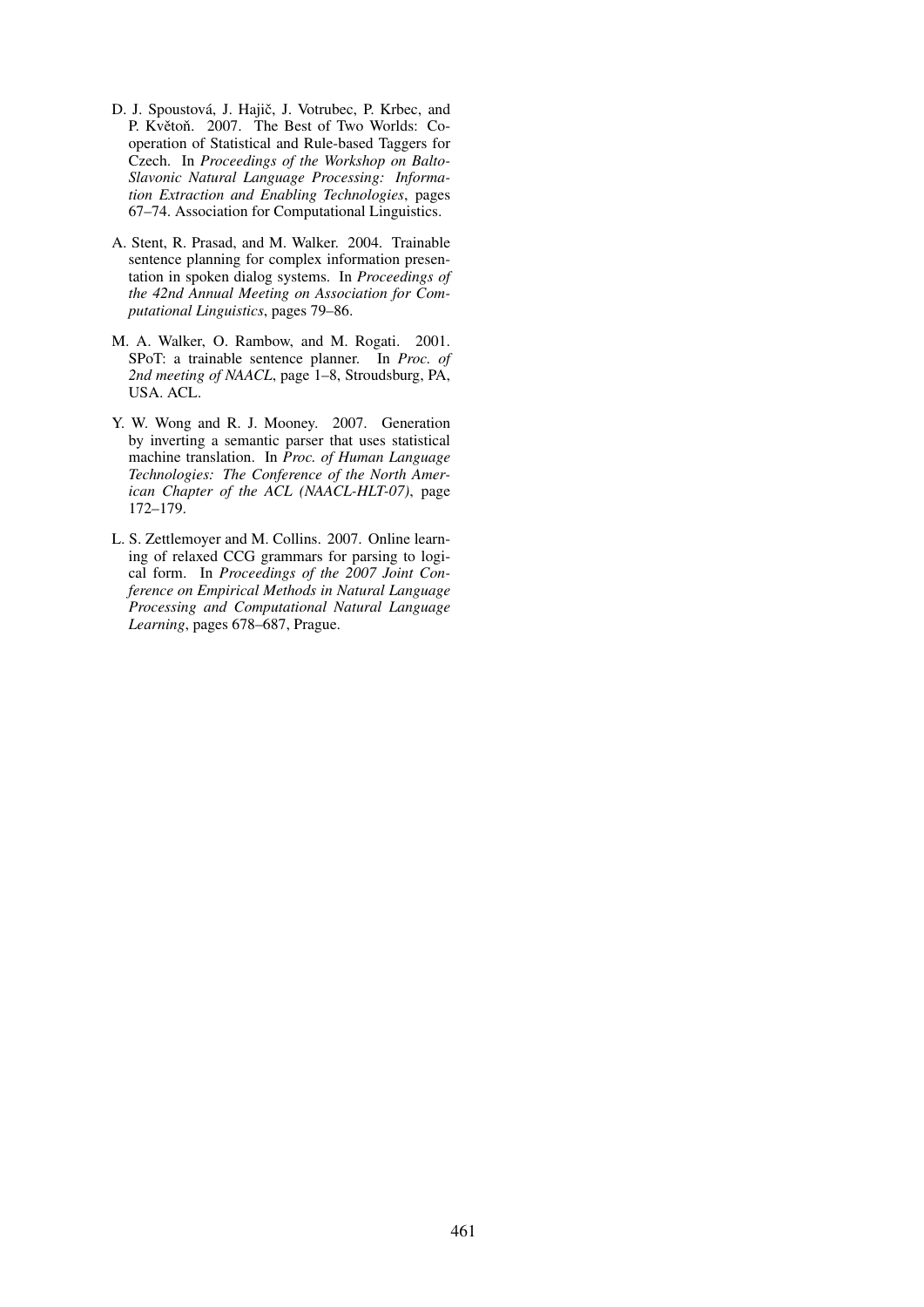D. J. Spoustová, J. Hajič, J. Votrubec, P. Krbec, and P. Květoň. 2007. The Best of Two Worlds: Cooperation of Statistical and Rule-based Taggers for Czech. In *Proceedings of the Workshop on Balto-Slavonic Natural Language Processing: Information Extraction and Enabling Technologies*, pages 67–74. Association for Computational Linguistics.

A. Stent, R. Prasad, and M. Walker. 2004. Trainable sentence planning for complex information presentation in spoken dialog systems. In *Proceedings of the 42nd Annual Meeting on Association for Computational Linguistics*, pages 79–86.

M. A. Walker, O. Rambow, and M. Rogati. 2001. SPoT: a trainable sentence planner. In *Proc. of 2nd meeting of NAACL*, page 1–8, Stroudsburg, PA, USA. ACL.

Y. W. Wong and R. J. Mooney. 2007. Generation by inverting a semantic parser that uses statistical machine translation. In *Proc. of Human Language Technologies: The Conference of the North American Chapter of the ACL (NAACL-HLT-07)*, page 172–179.

L. S. Zettlemoyer and M. Collins. 2007. Online learning of relaxed CCG grammars for parsing to logical form. In *Proceedings of the 2007 Joint Conference on Empirical Methods in Natural Language Processing and Computational Natural Language Learning*, pages 678–687, Prague.